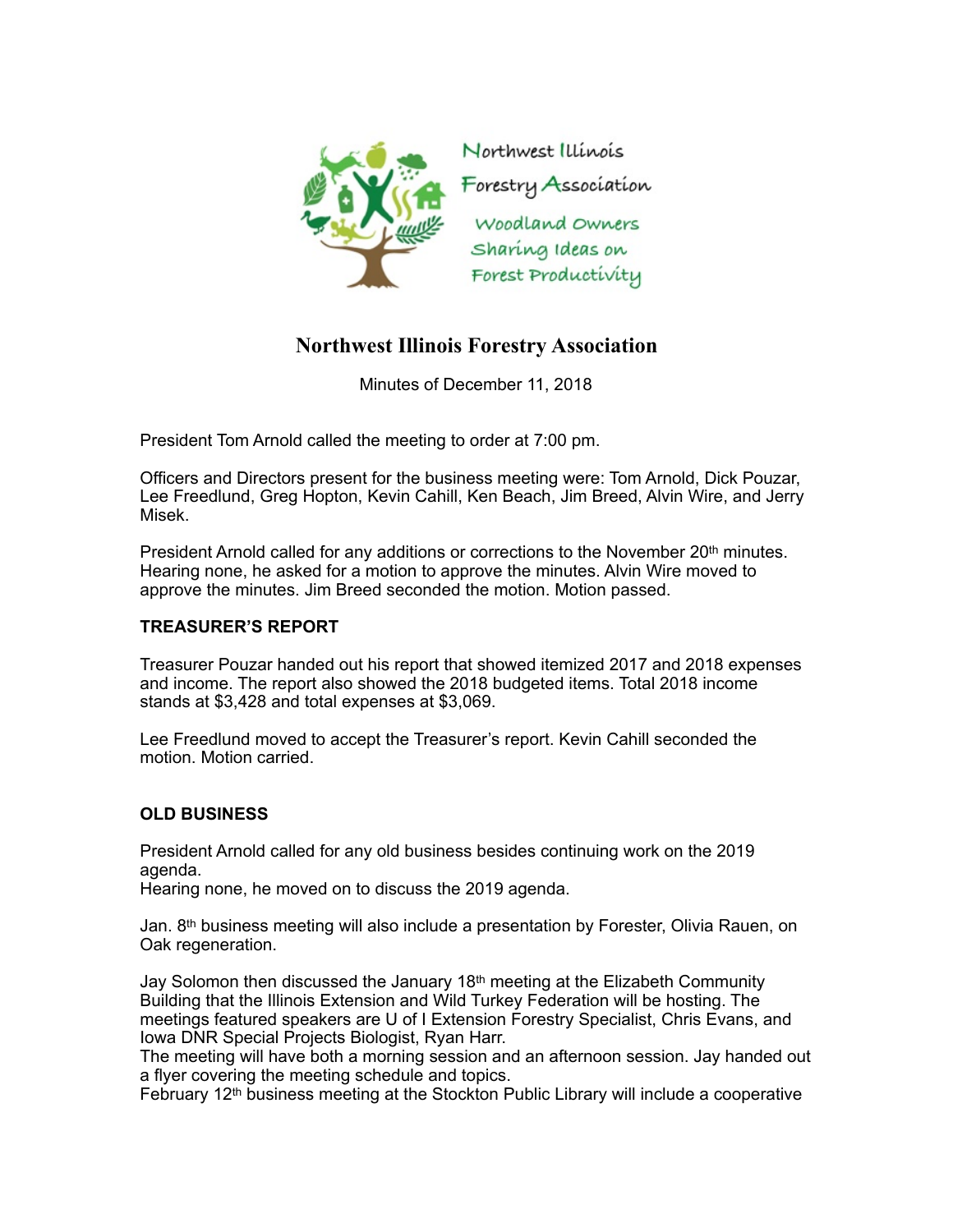Northwest Illinois Forestry Association

Woodland Owners Sharing Ideas on Forest Productivity

# Northwest Illinois Forestry Association

Minutes of December 11, 2018

President Tom Arnold called the meeting to order at 7:00 pm.

Officers and Directors present for the business meeting were: Tom Arnold, Dick Pouzar, Lee Freedlund, Greg Hopton, Kevin Cahill, Ken Beach, Jim Breed, Alvin Wire, and Jerry Misek.

President Arnold called for any additions or corrections to the November 20th minutes. Hearing none, he asked for a motion to approve the minutes. Alvin Wire moved to approve the minutes. Jim Breed seconded the motion. Motion passed.

**TREASURER'S REPORT**

Treasurer Pouzar handed out his report that showed itemized 2017 and 2018 expenses and income. The report also showed the 2018 budgeted items. Total 2018 income stands at $3,428 and total expenses at $3,069.

Lee Freedlund moved to accept the Treasurer's report. Kevin Cahill seconded the motion. Motion carried.

**OLD BUSINESS**

President Arnold called for any old business besides continuing work on the 2019 agenda.
Hearing none, he moved on to discuss the 2019 agenda.

Jan. 8th business meeting will also include a presentation by Forester, Olivia Rauen, on Oak regeneration.

Jay Solomon then discussed the January 18th meeting at the Elizabeth Community Building that the Illinois Extension and Wild Turkey Federation will be hosting. The meetings featured speakers are U of I Extension Forestry Specialist, Chris Evans, and Iowa DNR Special Projects Biologist, Ryan Harr.
The meeting will have both a morning session and an afternoon session. Jay handed out a flyer covering the meeting schedule and topics.
February 12th business meeting at the Stockton Public Library will include a cooperative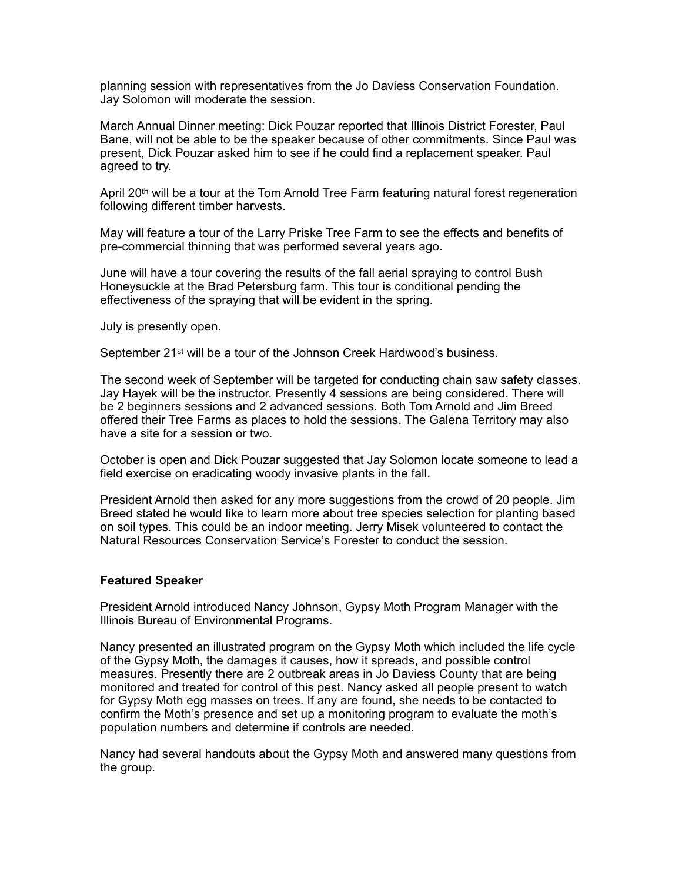planning session with representatives from the Jo Daviess Conservation Foundation. Jay Solomon will moderate the session.

March Annual Dinner meeting: Dick Pouzar reported that Illinois District Forester, Paul Bane, will not be able to be the speaker because of other commitments. Since Paul was present, Dick Pouzar asked him to see if he could find a replacement speaker. Paul agreed to try.

April 20th will be a tour at the Tom Arnold Tree Farm featuring natural forest regeneration following different timber harvests.

May will feature a tour of the Larry Priske Tree Farm to see the effects and benefits of pre-commercial thinning that was performed several years ago.

June will have a tour covering the results of the fall aerial spraying to control Bush Honeysuckle at the Brad Petersburg farm. This tour is conditional pending the effectiveness of the spraying that will be evident in the spring.

July is presently open.

September 21st will be a tour of the Johnson Creek Hardwood's business.

The second week of September will be targeted for conducting chain saw safety classes. Jay Hayek will be the instructor. Presently 4 sessions are being considered. There will be 2 beginners sessions and 2 advanced sessions. Both Tom Arnold and Jim Breed offered their Tree Farms as places to hold the sessions. The Galena Territory may also have a site for a session or two.

October is open and Dick Pouzar suggested that Jay Solomon locate someone to lead a field exercise on eradicating woody invasive plants in the fall.

President Arnold then asked for any more suggestions from the crowd of 20 people. Jim Breed stated he would like to learn more about tree species selection for planting based on soil types. This could be an indoor meeting. Jerry Misek volunteered to contact the Natural Resources Conservation Service's Forester to conduct the session.

**Featured Speaker**

President Arnold introduced Nancy Johnson, Gypsy Moth Program Manager with the Illinois Bureau of Environmental Programs.

Nancy presented an illustrated program on the Gypsy Moth which included the life cycle of the Gypsy Moth, the damages it causes, how it spreads, and possible control measures. Presently there are 2 outbreak areas in Jo Daviess County that are being monitored and treated for control of this pest. Nancy asked all people present to watch for Gypsy Moth egg masses on trees. If any are found, she needs to be contacted to confirm the Moth's presence and set up a monitoring program to evaluate the moth's population numbers and determine if controls are needed.

Nancy had several handouts about the Gypsy Moth and answered many questions from the group.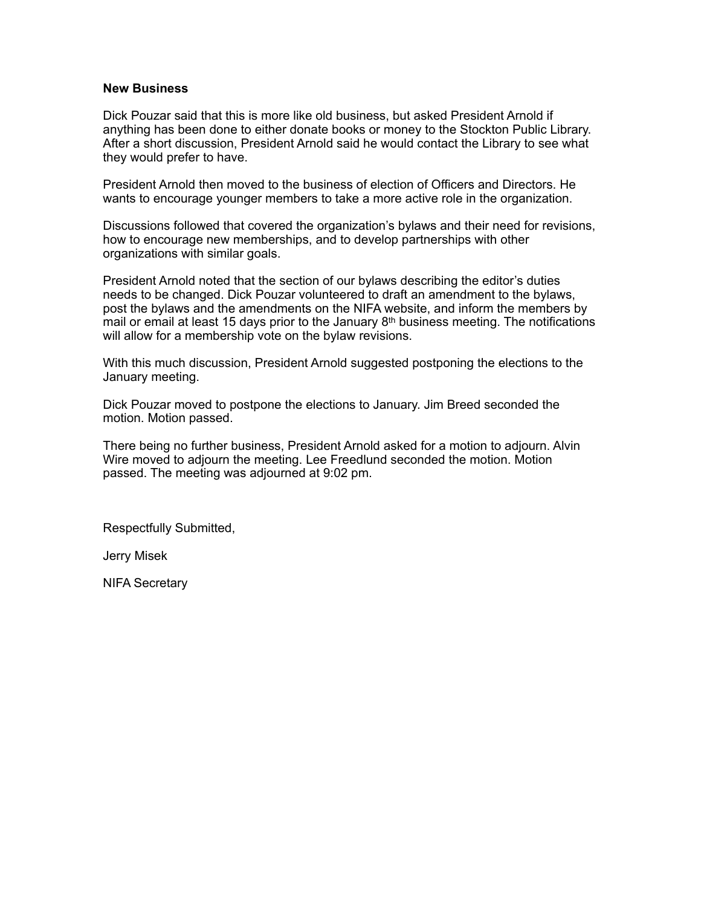**New Business**

Dick Pouzar said that this is more like old business, but asked President Arnold if anything has been done to either donate books or money to the Stockton Public Library. After a short discussion, President Arnold said he would contact the Library to see what they would prefer to have.

President Arnold then moved to the business of election of Officers and Directors. He wants to encourage younger members to take a more active role in the organization.

Discussions followed that covered the organization's bylaws and their need for revisions, how to encourage new memberships, and to develop partnerships with other organizations with similar goals.

President Arnold noted that the section of our bylaws describing the editor's duties needs to be changed. Dick Pouzar volunteered to draft an amendment to the bylaws, post the bylaws and the amendments on the NIFA website, and inform the members by mail or email at least 15 days prior to the January 8th business meeting. The notifications will allow for a membership vote on the bylaw revisions.

With this much discussion, President Arnold suggested postponing the elections to the January meeting.

Dick Pouzar moved to postpone the elections to January. Jim Breed seconded the motion. Motion passed.

There being no further business, President Arnold asked for a motion to adjourn. Alvin Wire moved to adjourn the meeting. Lee Freedlund seconded the motion. Motion passed. The meeting was adjourned at 9:02 pm.

Respectfully Submitted,

Jerry Misek

NIFA Secretary